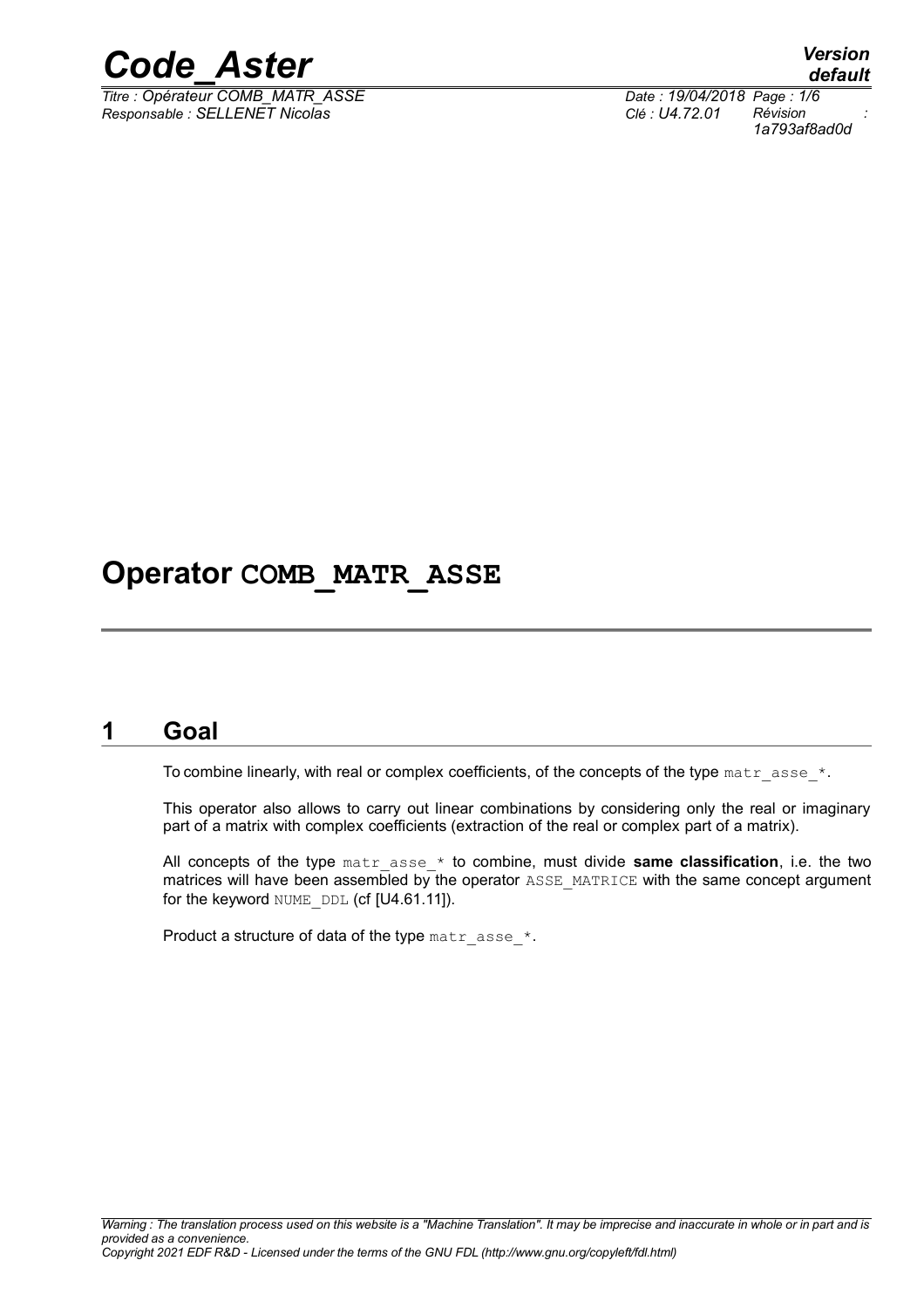# Operator COMB_MATR_ASSE

## 1 Goal

To combine linearly, with real or complex coefficients, of the concepts of the type matr_asse_*.

This operator also allows to carry out linear combinations by considering only the real or imaginary part of a matrix with complex coefficients (extraction of the real or complex part of a matrix).

All concepts of the type matr_asse_* to combine, must divide **same classification**, i.e. the two matrices will have been assembled by the operator ASSE_MATRICE with the same concept argument for the keyword NUME_DDL (cf [U4.61.11]).

Product a structure of data of the type matr_asse_*.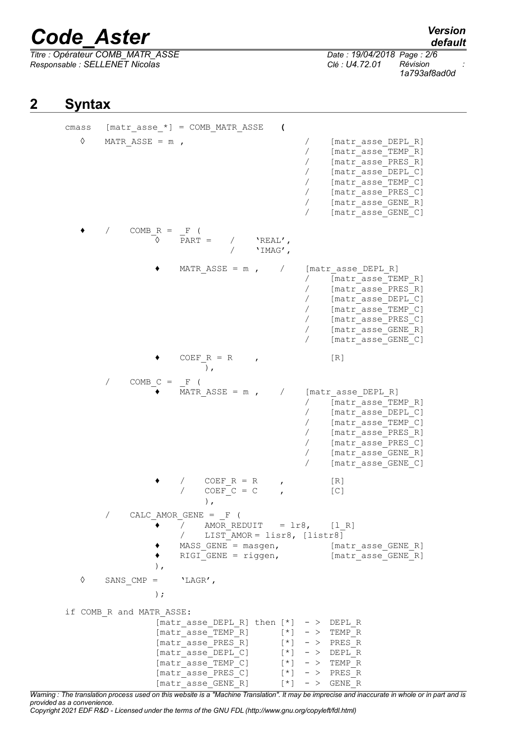## 2 Syntax

```
cmass   [matr_asse_*] = COMB_MATR_ASSE    (
   ◊    MATR_ASSE = m ,                       /    [matr_asse_DEPL_R]
                                              /    [matr_asse_TEMP_R]
                                              /    [matr_asse_PRES_R]
                                              /    [matr_asse_DEPL_C]
                                              /    [matr_asse_TEMP_C]
                                              /    [matr_asse_PRES_C]
                                              /    [matr_asse_GENE_R]
                                              /    [matr_asse_GENE_C]

   ♦    /     COMB_R = _F (
                 ◊     PART =    /    'REAL',
                                 /    'IMAG',

                 ♦     MATR_ASSE = m ,    /   [matr_asse_DEPL_R]
                                              /    [matr_asse_TEMP_R]
                                              /    [matr_asse_PRES_R]
                                              /    [matr_asse_DEPL_C]
                                              /    [matr_asse_TEMP_C]
                                              /    [matr_asse_PRES_C]
                                              /    [matr_asse_GENE_R]
                                              /    [matr_asse_GENE_C]

                 ♦     COEF_R = R    ,             [R]
                           ),

        /     COMB_C = _F (
                 ♦     MATR_ASSE = m ,    /   [matr_asse_DEPL_R]
                                              /    [matr_asse_TEMP_R]
                                              /    [matr_asse_DEPL_C]
                                              /    [matr_asse_TEMP_C]
                                              /    [matr_asse_PRES_R]
                                              /    [matr_asse_PRES_C]
                                              /    [matr_asse_GENE_R]
                                              /    [matr_asse_GENE_C]

                 ♦     /    COEF_R = R    ,        [R]
                       /    COEF_C = C    ,        [C]
                           ),

        /     CALC_AMOR_GENE = _F (
                 ♦     /    AMOR_REDUIT   = lr8,    [l_R]
                       /    LIST_AMOR = lisr8, [listr8]
                 ♦     MASS_GENE = masgen,          [matr_asse_GENE_R]
                 ♦     RIGI_GENE = riggen,          [matr_asse_GENE_R]
                 ),

   ◊    SANS_CMP =    'LAGR',
                 );

if COMB_R and MATR_ASSE:
                 [matr_asse_DEPL_R] then [*]  - >  DEPL_R
                 [matr_asse_TEMP_R]      [*]  - >  TEMP_R
                 [matr_asse_PRES_R]      [*]  - >  PRES_R
                 [matr_asse_DEPL_C]      [*]  - >  DEPL_R
                 [matr_asse_TEMP_C]      [*]  - >  TEMP_R
                 [matr_asse_PRES_C]      [*]  - >  PRES_R
                 [matr_asse_GENE_R]      [*]  - >  GENE_R
```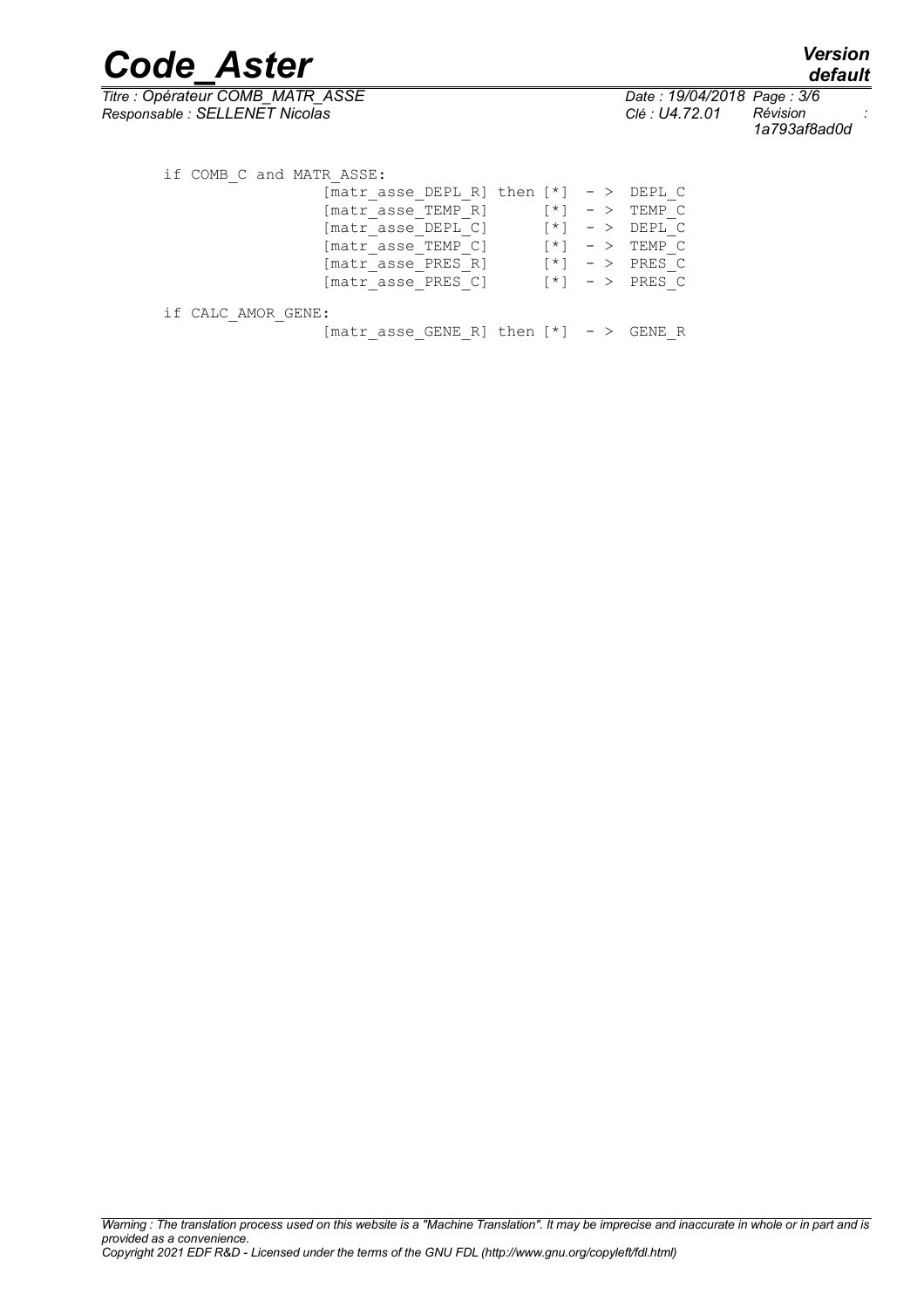```
if COMB_C and MATR_ASSE:
                [matr_asse_DEPL_R] then [*]  - >  DEPL_C
                [matr_asse_TEMP_R]      [*]  - >  TEMP_C
                [matr_asse_DEPL_C]      [*]  - >  DEPL_C
                [matr_asse_TEMP_C]      [*]  - >  TEMP_C
                [matr_asse_PRES_R]      [*]  - >  PRES_C
                [matr_asse_PRES_C]      [*]  - >  PRES_C

if CALC_AMOR_GENE:
                [matr_asse_GENE_R] then [*]  - >  GENE_R
```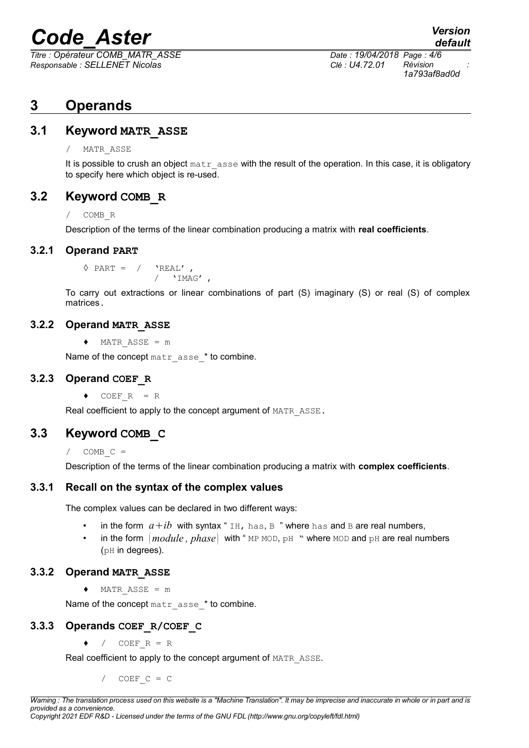# 3 Operands

## 3.1 Keyword MATR_ASSE

```
/ MATR_ASSE
```

It is possible to crush an object matr_asse with the result of the operation. In this case, it is obligatory to specify here which object is re-used.

## 3.2 Keyword COMB_R

```
/ COMB_R
```

Description of the terms of the linear combination producing a matrix with **real coefficients**.

### 3.2.1 Operand PART

```
◊ PART = /  'REAL' ,
         /  'IMAG' ,
```

To carry out extractions or linear combinations of part (S) imaginary (S) or real (S) of complex matrices.

### 3.2.2 Operand MATR_ASSE

```
♦ MATR_ASSE = m
```

Name of the concept matr_asse_* to combine.

### 3.2.3 Operand COEF_R

```
♦ COEF_R  = R
```

Real coefficient to apply to the concept argument of MATR_ASSE.

## 3.3 Keyword COMB_C

```
/ COMB_C =
```

Description of the terms of the linear combination producing a matrix with **complex coefficients**.

### 3.3.1 Recall on the syntax of the complex values

The complex values can be declared in two different ways:

- in the form $a+ib$ with syntax " IH, has, B " where has and B are real numbers,
- in the form $(module, phase)$ with " MP MOD, pH " where MOD and pH are real numbers (pH in degrees).

### 3.3.2 Operand MATR_ASSE

```
♦ MATR_ASSE = m
```

Name of the concept matr_asse_* to combine.

### 3.3.3 Operands COEF_R/COEF_C

```
♦ / COEF_R = R
```

Real coefficient to apply to the concept argument of MATR_ASSE.

```
/ COEF_C = C
```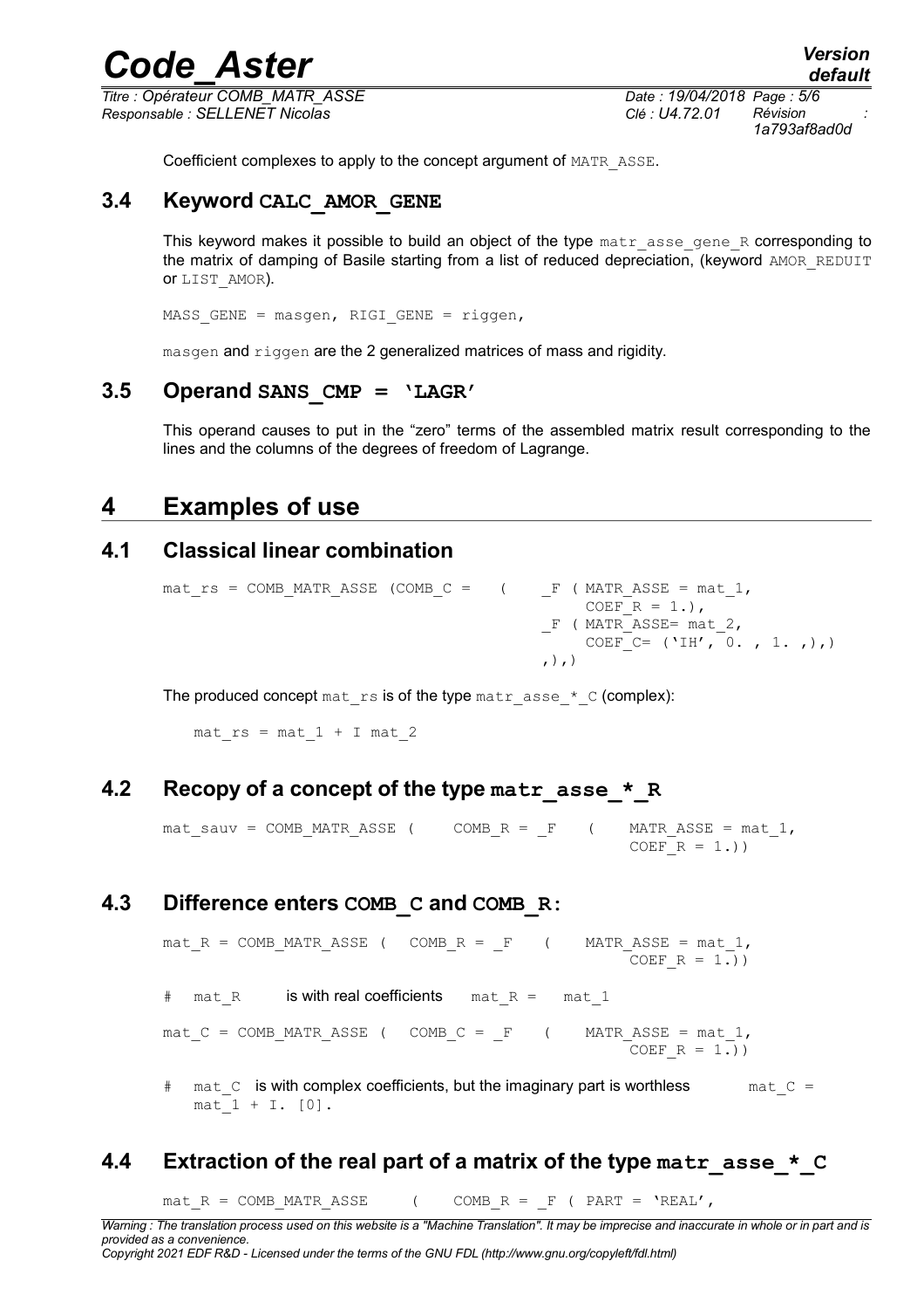Coefficient complexes to apply to the concept argument of MATR_ASSE.

### 3.4 Keyword CALC_AMOR_GENE

This keyword makes it possible to build an object of the type matr_asse_gene_R corresponding to the matrix of damping of Basile starting from a list of reduced depreciation, (keyword AMOR_REDUIT or LIST_AMOR).

```
MASS_GENE = masgen, RIGI_GENE = riggen,
```

masgen and riggen are the 2 generalized matrices of mass and rigidity.

### 3.5 Operand SANS_CMP = 'LAGR'

This operand causes to put in the "zero" terms of the assembled matrix result corresponding to the lines and the columns of the degrees of freedom of Lagrange.

## 4 Examples of use

### 4.1 Classical linear combination

```
mat_rs = COMB_MATR_ASSE (COMB_C =   (    _F ( MATR_ASSE = mat_1,
                                              COEF_R = 1.),
                                         _F ( MATR_ASSE= mat_2,
                                              COEF_C= ('IH', 0. , 1. ,),)
                                        ,),)
```

The produced concept mat_rs is of the type matr_asse_*_C (complex):

```
mat_rs = mat_1 + I mat_2
```

### 4.2 Recopy of a concept of the type matr_asse_*_R

```
mat_sauv = COMB_MATR_ASSE (     COMB_R = _F    (     MATR_ASSE = mat_1,
                                                     COEF_R = 1.))
```

### 4.3 Difference enters COMB_C and COMB_R:

```
mat_R = COMB_MATR_ASSE (   COMB_R = _F    (     MATR_ASSE = mat_1,
                                                COEF_R = 1.))
```

# mat_R is with real coefficients mat_R = mat_1

```
mat_C = COMB_MATR_ASSE (   COMB_C = _F    (     MATR_ASSE = mat_1,
                                                COEF_R = 1.))
```

# mat_C is with complex coefficients, but the imaginary part is worthless mat_C = mat_1 + I. [0].

### 4.4 Extraction of the real part of a matrix of the type matr_asse_*_C

```
mat_R = COMB_MATR_ASSE      (     COMB_R = _F ( PART = 'REAL',
```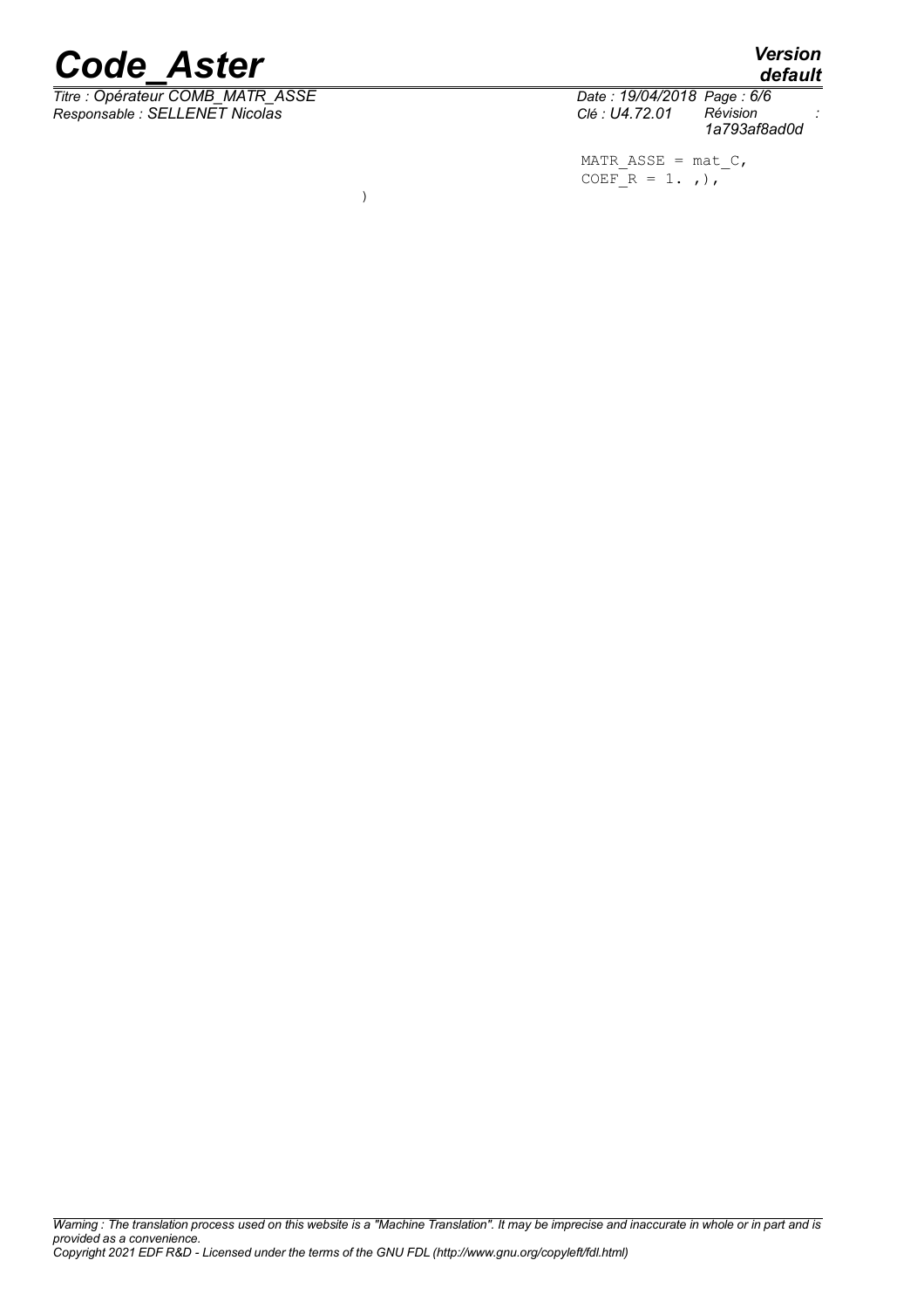```
                                        MATR_ASSE = mat_C,
                                        COEF_R = 1. ,),
                    )
```